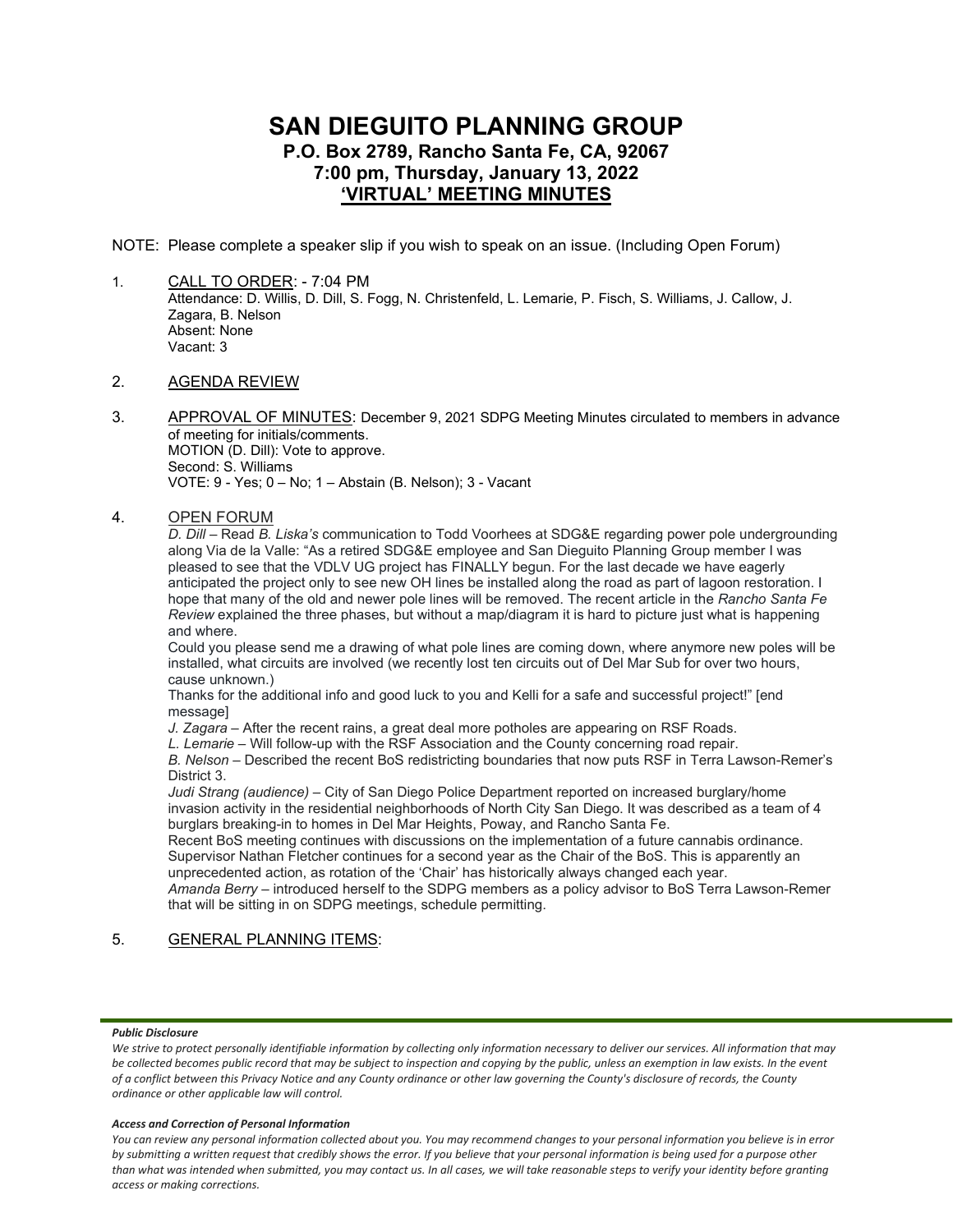# SAN DIEGUITO PLANNING GROUP

## P.O. Box 2789, Rancho Santa Fe, CA, 92067
## 7:00 pm, Thursday, January 13, 2022
## 'VIRTUAL' MEETING MINUTES

NOTE: Please complete a speaker slip if you wish to speak on an issue. (Including Open Forum)

1. CALL TO ORDER: - 7:04 PM
   Attendance: D. Willis, D. Dill, S. Fogg, N. Christenfeld, L. Lemarie, P. Fisch, S. Williams, J. Callow, J. Zagara, B. Nelson
   Absent: None
   Vacant: 3

2. AGENDA REVIEW

3. APPROVAL OF MINUTES: December 9, 2021 SDPG Meeting Minutes circulated to members in advance of meeting for initials/comments.
   MOTION (D. Dill): Vote to approve.
   Second: S. Williams
   VOTE: 9 - Yes; 0 – No; 1 – Abstain (B. Nelson); 3 - Vacant

4. OPEN FORUM
   *D. Dill* – Read *B. Liska's* communication to Todd Voorhees at SDG&E regarding power pole undergrounding along Via de la Valle: "As a retired SDG&E employee and San Dieguito Planning Group member I was pleased to see that the VDLV UG project has FINALLY begun. For the last decade we have eagerly anticipated the project only to see new OH lines be installed along the road as part of lagoon restoration. I hope that many of the old and newer pole lines will be removed. The recent article in the *Rancho Santa Fe Review* explained the three phases, but without a map/diagram it is hard to picture just what is happening and where.
   Could you please send me a drawing of what pole lines are coming down, where anymore new poles will be installed, what circuits are involved (we recently lost ten circuits out of Del Mar Sub for over two hours, cause unknown.)
   Thanks for the additional info and good luck to you and Kelli for a safe and successful project!" [end message]
   *J. Zagara* – After the recent rains, a great deal more potholes are appearing on RSF Roads.
   *L. Lemarie* – Will follow-up with the RSF Association and the County concerning road repair.
   *B. Nelson* – Described the recent BoS redistricting boundaries that now puts RSF in Terra Lawson-Remer's District 3.
   *Judi Strang (audience)* – City of San Diego Police Department reported on increased burglary/home invasion activity in the residential neighborhoods of North City San Diego. It was described as a team of 4 burglars breaking-in to homes in Del Mar Heights, Poway, and Rancho Santa Fe.
   Recent BoS meeting continues with discussions on the implementation of a future cannabis ordinance. Supervisor Nathan Fletcher continues for a second year as the Chair of the BoS. This is apparently an unprecedented action, as rotation of the 'Chair' has historically always changed each year.
   *Amanda Berry* – introduced herself to the SDPG members as a policy advisor to BoS Terra Lawson-Remer that will be sitting in on SDPG meetings, schedule permitting.

5. GENERAL PLANNING ITEMS:

***Public Disclosure***

*We strive to protect personally identifiable information by collecting only information necessary to deliver our services. All information that may be collected becomes public record that may be subject to inspection and copying by the public, unless an exemption in law exists. In the event of a conflict between this Privacy Notice and any County ordinance or other law governing the County's disclosure of records, the County ordinance or other applicable law will control.*

***Access and Correction of Personal Information***

*You can review any personal information collected about you. You may recommend changes to your personal information you believe is in error by submitting a written request that credibly shows the error. If you believe that your personal information is being used for a purpose other than what was intended when submitted, you may contact us. In all cases, we will take reasonable steps to verify your identity before granting access or making corrections.*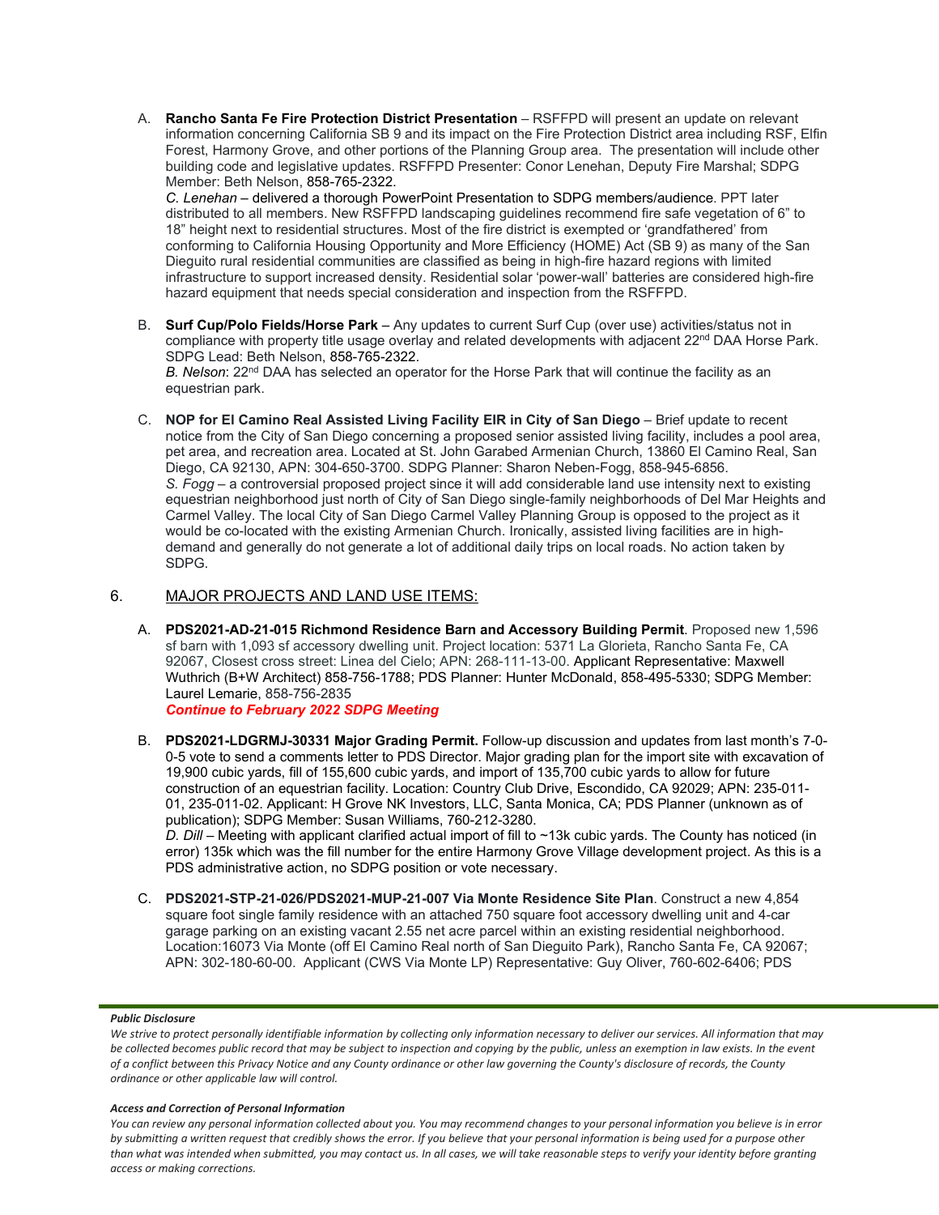A. **Rancho Santa Fe Fire Protection District Presentation** – RSFFPD will present an update on relevant information concerning California SB 9 and its impact on the Fire Protection District area including RSF, Elfin Forest, Harmony Grove, and other portions of the Planning Group area. The presentation will include other building code and legislative updates. RSFFPD Presenter: Conor Lenehan, Deputy Fire Marshal; SDPG Member: Beth Nelson, 858-765-2322.
*C. Lenehan* – delivered a thorough PowerPoint Presentation to SDPG members/audience. PPT later distributed to all members. New RSFFPD landscaping guidelines recommend fire safe vegetation of 6" to 18" height next to residential structures. Most of the fire district is exempted or 'grandfathered' from conforming to California Housing Opportunity and More Efficiency (HOME) Act (SB 9) as many of the San Dieguito rural residential communities are classified as being in high-fire hazard regions with limited infrastructure to support increased density. Residential solar 'power-wall' batteries are considered high-fire hazard equipment that needs special consideration and inspection from the RSFFPD.

B. **Surf Cup/Polo Fields/Horse Park** – Any updates to current Surf Cup (over use) activities/status not in compliance with property title usage overlay and related developments with adjacent 22nd DAA Horse Park. SDPG Lead: Beth Nelson, 858-765-2322.
*B. Nelson*: 22nd DAA has selected an operator for the Horse Park that will continue the facility as an equestrian park.

C. **NOP for El Camino Real Assisted Living Facility EIR in City of San Diego** – Brief update to recent notice from the City of San Diego concerning a proposed senior assisted living facility, includes a pool area, pet area, and recreation area. Located at St. John Garabed Armenian Church, 13860 El Camino Real, San Diego, CA 92130, APN: 304-650-3700. SDPG Planner: Sharon Neben-Fogg, 858-945-6856.
*S. Fogg* – a controversial proposed project since it will add considerable land use intensity next to existing equestrian neighborhood just north of City of San Diego single-family neighborhoods of Del Mar Heights and Carmel Valley. The local City of San Diego Carmel Valley Planning Group is opposed to the project as it would be co-located with the existing Armenian Church. Ironically, assisted living facilities are in high-demand and generally do not generate a lot of additional daily trips on local roads. No action taken by SDPG.

## 6. MAJOR PROJECTS AND LAND USE ITEMS:

A. **PDS2021-AD-21-015 Richmond Residence Barn and Accessory Building Permit**. Proposed new 1,596 sf barn with 1,093 sf accessory dwelling unit. Project location: 5371 La Glorieta, Rancho Santa Fe, CA 92067, Closest cross street: Linea del Cielo; APN: 268-111-13-00. Applicant Representative: Maxwell Wuthrich (B+W Architect) 858-756-1788; PDS Planner: Hunter McDonald, 858-495-5330; SDPG Member: Laurel Lemarie, 858-756-2835
***Continue to February 2022 SDPG Meeting***

B. **PDS2021-LDGRMJ-30331 Major Grading Permit.** Follow-up discussion and updates from last month's 7-0-0-5 vote to send a comments letter to PDS Director. Major grading plan for the import site with excavation of 19,900 cubic yards, fill of 155,600 cubic yards, and import of 135,700 cubic yards to allow for future construction of an equestrian facility. Location: Country Club Drive, Escondido, CA 92029; APN: 235-011-01, 235-011-02. Applicant: H Grove NK Investors, LLC, Santa Monica, CA; PDS Planner (unknown as of publication); SDPG Member: Susan Williams, 760-212-3280.
*D. Dill* – Meeting with applicant clarified actual import of fill to ~13k cubic yards. The County has noticed (in error) 135k which was the fill number for the entire Harmony Grove Village development project. As this is a PDS administrative action, no SDPG position or vote necessary.

C. **PDS2021-STP-21-026/PDS2021-MUP-21-007 Via Monte Residence Site Plan**. Construct a new 4,854 square foot single family residence with an attached 750 square foot accessory dwelling unit and 4-car garage parking on an existing vacant 2.55 net acre parcel within an existing residential neighborhood. Location:16073 Via Monte (off El Camino Real north of San Dieguito Park), Rancho Santa Fe, CA 92067; APN: 302-180-60-00. Applicant (CWS Via Monte LP) Representative: Guy Oliver, 760-602-6406; PDS

***Public Disclosure***

*We strive to protect personally identifiable information by collecting only information necessary to deliver our services. All information that may be collected becomes public record that may be subject to inspection and copying by the public, unless an exemption in law exists. In the event of a conflict between this Privacy Notice and any County ordinance or other law governing the County's disclosure of records, the County ordinance or other applicable law will control.*

***Access and Correction of Personal Information***

*You can review any personal information collected about you. You may recommend changes to your personal information you believe is in error by submitting a written request that credibly shows the error. If you believe that your personal information is being used for a purpose other than what was intended when submitted, you may contact us. In all cases, we will take reasonable steps to verify your identity before granting access or making corrections.*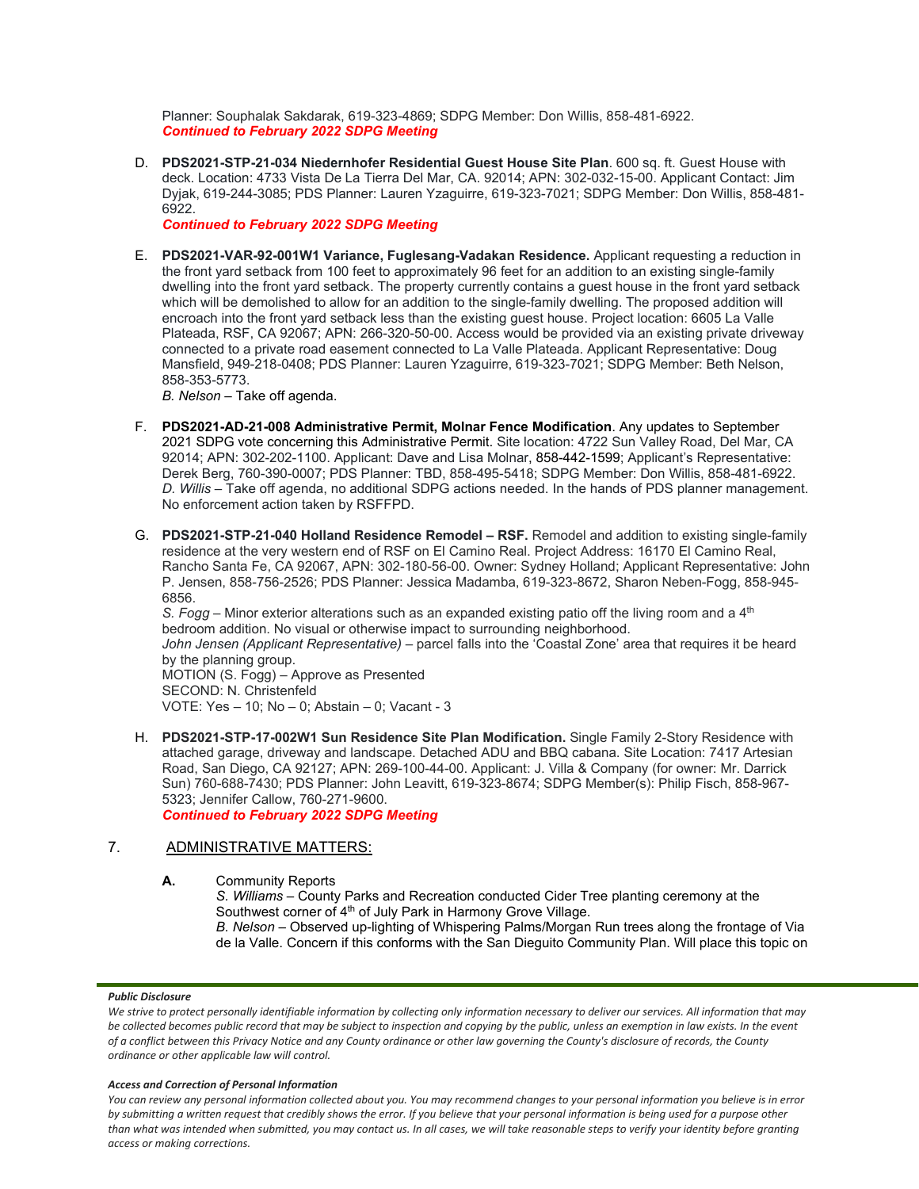Planner: Souphalak Sakdarak, 619-323-4869; SDPG Member: Don Willis, 858-481-6922.
***Continued to February 2022 SDPG Meeting***

D. **PDS2021-STP-21-034 Niederhofer Residential Guest House Site Plan**. 600 sq. ft. Guest House with deck. Location: 4733 Vista De La Tierra Del Mar, CA. 92014; APN: 302-032-15-00. Applicant Contact: Jim Dyjak, 619-244-3085; PDS Planner: Lauren Yzaguirre, 619-323-7021; SDPG Member: Don Willis, 858-481-6922.
***Continued to February 2022 SDPG Meeting***

E. **PDS2021-VAR-92-001W1 Variance, Fuglesang-Vadakan Residence.** Applicant requesting a reduction in the front yard setback from 100 feet to approximately 96 feet for an addition to an existing single-family dwelling into the front yard setback. The property currently contains a guest house in the front yard setback which will be demolished to allow for an addition to the single-family dwelling. The proposed addition will encroach into the front yard setback less than the existing guest house. Project location: 6605 La Valle Plateada, RSF, CA 92067; APN: 266-320-50-00. Access would be provided via an existing private driveway connected to a private road easement connected to La Valle Plateada. Applicant Representative: Doug Mansfield, 949-218-0408; PDS Planner: Lauren Yzaguirre, 619-323-7021; SDPG Member: Beth Nelson, 858-353-5773.
*B. Nelson* – Take off agenda.

F. **PDS2021-AD-21-008 Administrative Permit, Molnar Fence Modification**. Any updates to September 2021 SDPG vote concerning this Administrative Permit. Site location: 4722 Sun Valley Road, Del Mar, CA 92014; APN: 302-202-1100. Applicant: Dave and Lisa Molnar, 858-442-1599; Applicant's Representative: Derek Berg, 760-390-0007; PDS Planner: TBD, 858-495-5418; SDPG Member: Don Willis, 858-481-6922.
*D. Willis* – Take off agenda, no additional SDPG actions needed. In the hands of PDS planner management. No enforcement action taken by RSFFPD.

G. **PDS2021-STP-21-040 Holland Residence Remodel – RSF.** Remodel and addition to existing single-family residence at the very western end of RSF on El Camino Real. Project Address: 16170 El Camino Real, Rancho Santa Fe, CA 92067, APN: 302-180-56-00. Owner: Sydney Holland; Applicant Representative: John P. Jensen, 858-756-2526; PDS Planner: Jessica Madamba, 619-323-8672, Sharon Neben-Fogg, 858-945-6856.
*S. Fogg* – Minor exterior alterations such as an expanded existing patio off the living room and a 4th bedroom addition. No visual or otherwise impact to surrounding neighborhood.
*John Jensen (Applicant Representative)* – parcel falls into the 'Coastal Zone' area that requires it be heard by the planning group.
MOTION (S. Fogg) – Approve as Presented
SECOND: N. Christenfeld
VOTE: Yes – 10; No – 0; Abstain – 0; Vacant - 3

H. **PDS2021-STP-17-002W1 Sun Residence Site Plan Modification.** Single Family 2-Story Residence with attached garage, driveway and landscape. Detached ADU and BBQ cabana. Site Location: 7417 Artesian Road, San Diego, CA 92127; APN: 269-100-44-00. Applicant: J. Villa & Company (for owner: Mr. Darrick Sun) 760-688-7430; PDS Planner: John Leavitt, 619-323-8674; SDPG Member(s): Philip Fisch, 858-967-5323; Jennifer Callow, 760-271-9600.
***Continued to February 2022 SDPG Meeting***

7. ADMINISTRATIVE MATTERS:

**A.** Community Reports
*S. Williams* – County Parks and Recreation conducted Cider Tree planting ceremony at the Southwest corner of 4th of July Park in Harmony Grove Village.
*B. Nelson* – Observed up-lighting of Whispering Palms/Morgan Run trees along the frontage of Via de la Valle. Concern if this conforms with the San Dieguito Community Plan. Will place this topic on

***Public Disclosure***
*We strive to protect personally identifiable information by collecting only information necessary to deliver our services. All information that may be collected becomes public record that may be subject to inspection and copying by the public, unless an exemption in law exists. In the event of a conflict between this Privacy Notice and any County ordinance or other law governing the County's disclosure of records, the County ordinance or other applicable law will control.*

***Access and Correction of Personal Information***
*You can review any personal information collected about you. You may recommend changes to your personal information you believe is in error by submitting a written request that credibly shows the error. If you believe that your personal information is being used for a purpose other than what was intended when submitted, you may contact us. In all cases, we will take reasonable steps to verify your identity before granting access or making corrections.*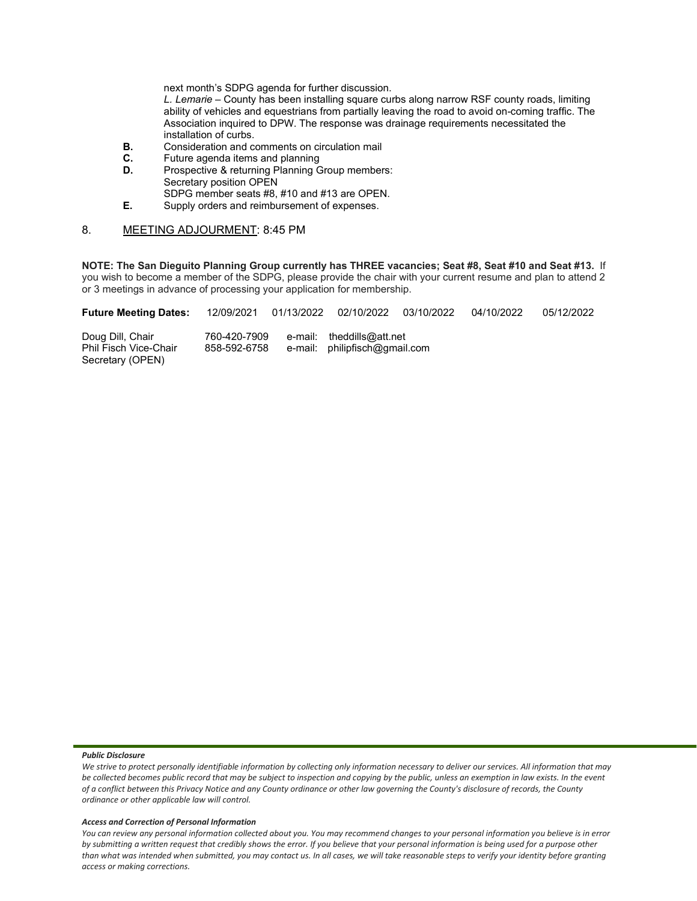next month's SDPG agenda for further discussion.

*L. Lemarie* – County has been installing square curbs along narrow RSF county roads, limiting ability of vehicles and equestrians from partially leaving the road to avoid on-coming traffic. The Association inquired to DPW. The response was drainage requirements necessitated the installation of curbs.

**B.** Consideration and comments on circulation mail

**C.** Future agenda items and planning

**D.** Prospective & returning Planning Group members:
Secretary position OPEN
SDPG member seats #8, #10 and #13 are OPEN.

**E.** Supply orders and reimbursement of expenses.

8. MEETING ADJOURMENT: 8:45 PM

**NOTE: The San Dieguito Planning Group currently has THREE vacancies; Seat #8, Seat #10 and Seat #13.** If you wish to become a member of the SDPG, please provide the chair with your current resume and plan to attend 2 or 3 meetings in advance of processing your application for membership.

**Future Meeting Dates:** 12/09/2021 01/13/2022 02/10/2022 03/10/2022 04/10/2022 05/12/2022

| | | |
|---|---|---|
| Doug Dill, Chair | 760-420-7909 | e-mail: theddills@att.net |
| Phil Fisch Vice-Chair | 858-592-6758 | e-mail: philipfisch@gmail.com |
| Secretary (OPEN) | | |

***Public Disclosure***

*We strive to protect personally identifiable information by collecting only information necessary to deliver our services. All information that may be collected becomes public record that may be subject to inspection and copying by the public, unless an exemption in law exists. In the event of a conflict between this Privacy Notice and any County ordinance or other law governing the County's disclosure of records, the County ordinance or other applicable law will control.*

***Access and Correction of Personal Information***

*You can review any personal information collected about you. You may recommend changes to your personal information you believe is in error by submitting a written request that credibly shows the error. If you believe that your personal information is being used for a purpose other than what was intended when submitted, you may contact us. In all cases, we will take reasonable steps to verify your identity before granting access or making corrections.*